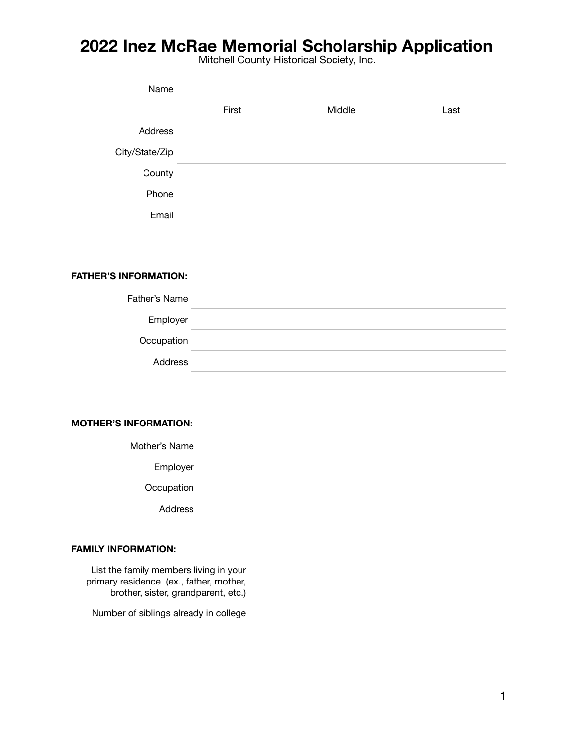# 2022 Inez McRae Memorial Scholarship Application

Mitchell County Historical Society, Inc.

Name ______________________________________________

First | Middle | Last

Address ______________________________________________

City/State/Zip ______________________________________________

County ______________________________________________

Phone ______________________________________________

Email ______________________________________________

**FATHER'S INFORMATION:**

Father's Name ______________________________________________

Employer ______________________________________________

Occupation ______________________________________________

Address ______________________________________________

**MOTHER'S INFORMATION:**

Mother's Name ______________________________________________

Employer ______________________________________________

Occupation ______________________________________________

Address ______________________________________________

**FAMILY INFORMATION:**

List the family members living in your primary residence (ex., father, mother, brother, sister, grandparent, etc.) ______________________________________________

Number of siblings already in college ______________________________________________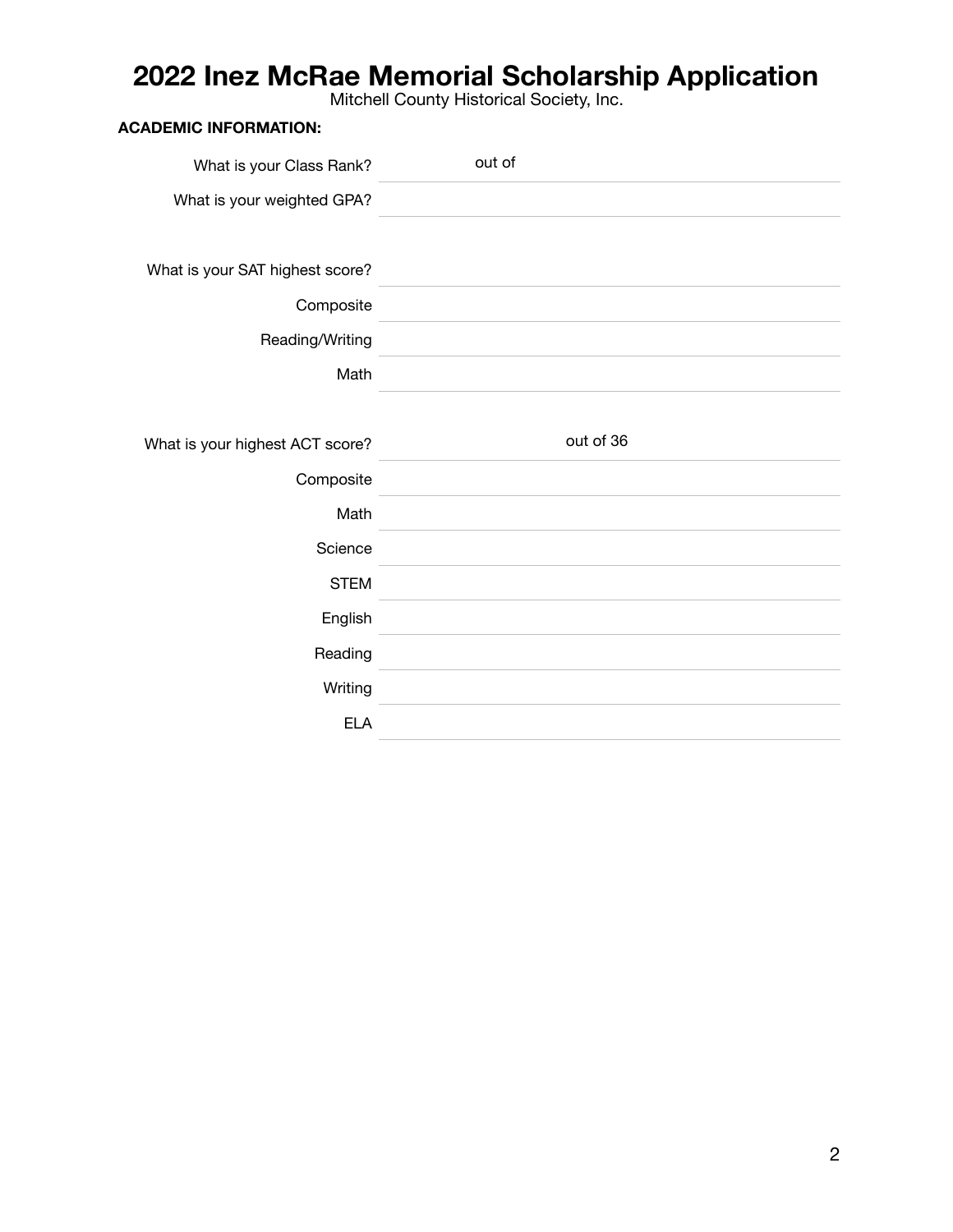# 2022 Inez McRae Memorial Scholarship Application

Mitchell County Historical Society, Inc.

**ACADEMIC INFORMATION:**

What is your Class Rank? ________ out of ________

What is your weighted GPA? ________

What is your SAT highest score?

Composite ________

Reading/Writing ________

Math ________

What is your highest ACT score? ________ out of 36

Composite ________

Math ________

Science ________

STEM ________

English ________

Reading ________

Writing ________

ELA ________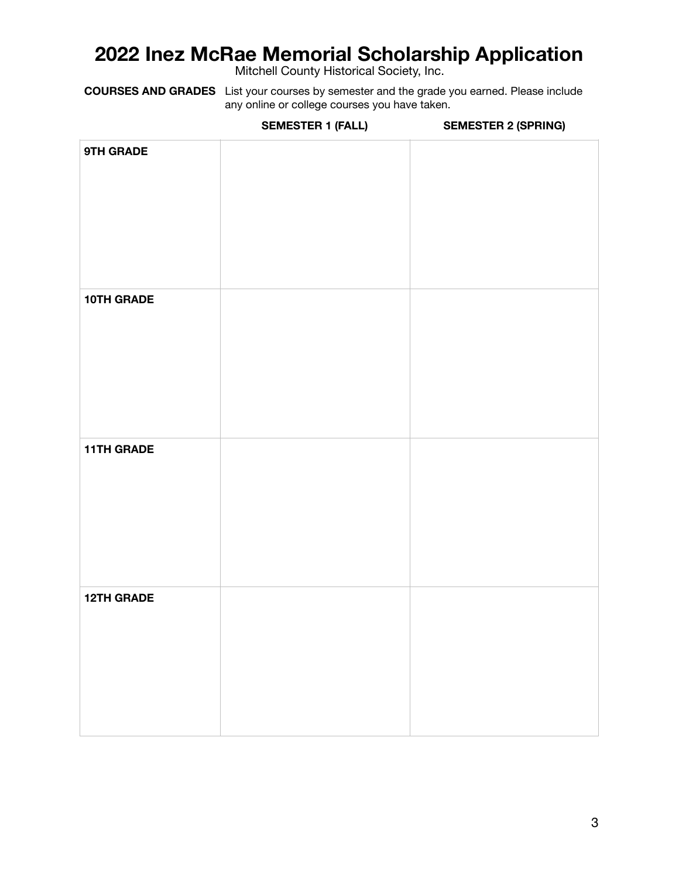# 2022 Inez McRae Memorial Scholarship Application

Mitchell County Historical Society, Inc.

**COURSES AND GRADES** List your courses by semester and the grade you earned. Please include any online or college courses you have taken.

| | SEMESTER 1 (FALL) | SEMESTER 2 (SPRING) |
|---|---|---|
| **9TH GRADE** | | |
| **10TH GRADE** | | |
| **11TH GRADE** | | |
| **12TH GRADE** | | |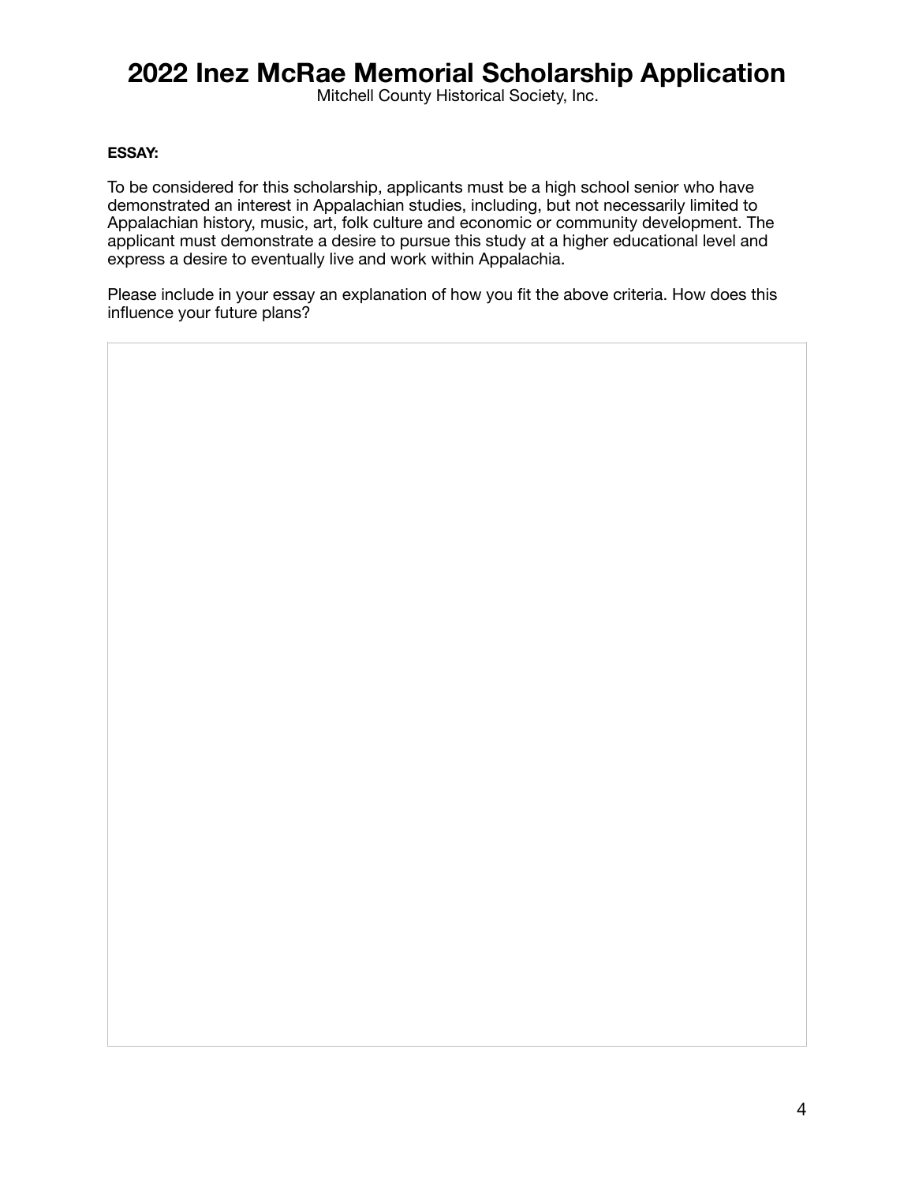# 2022 Inez McRae Memorial Scholarship Application

Mitchell County Historical Society, Inc.

**ESSAY:**

To be considered for this scholarship, applicants must be a high school senior who have demonstrated an interest in Appalachian studies, including, but not necessarily limited to Appalachian history, music, art, folk culture and economic or community development. The applicant must demonstrate a desire to pursue this study at a higher educational level and express a desire to eventually live and work within Appalachia.

Please include in your essay an explanation of how you fit the above criteria. How does this influence your future plans?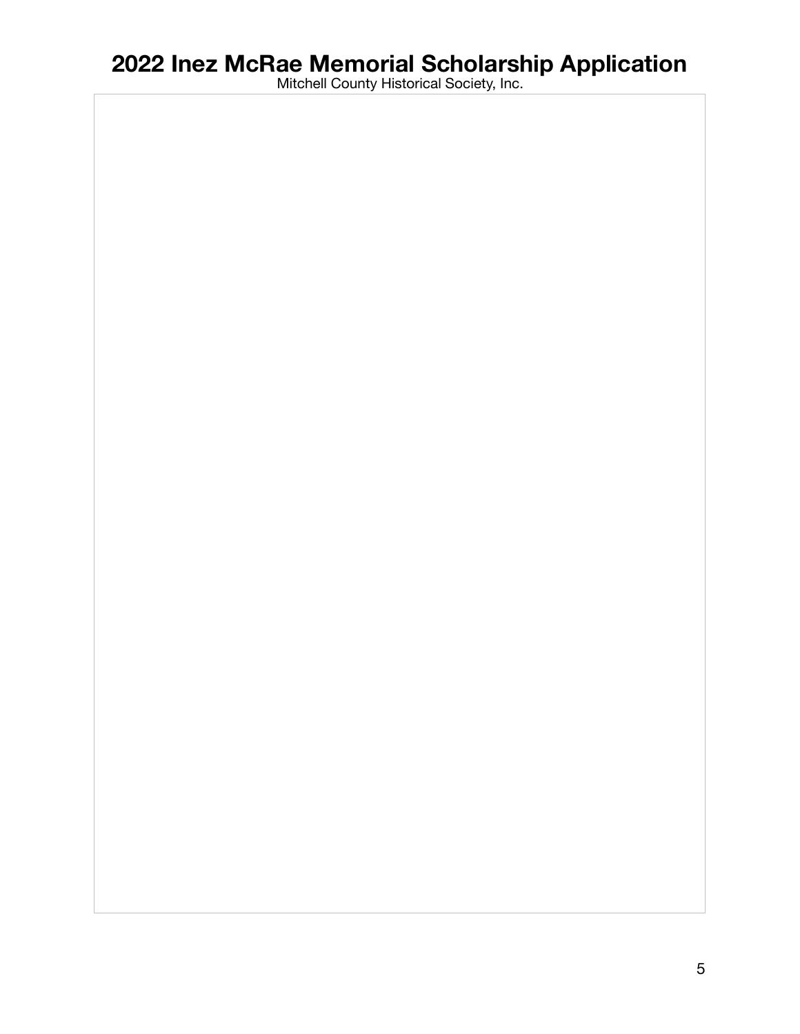# 2022 Inez McRae Memorial Scholarship Application

Mitchell County Historical Society, Inc.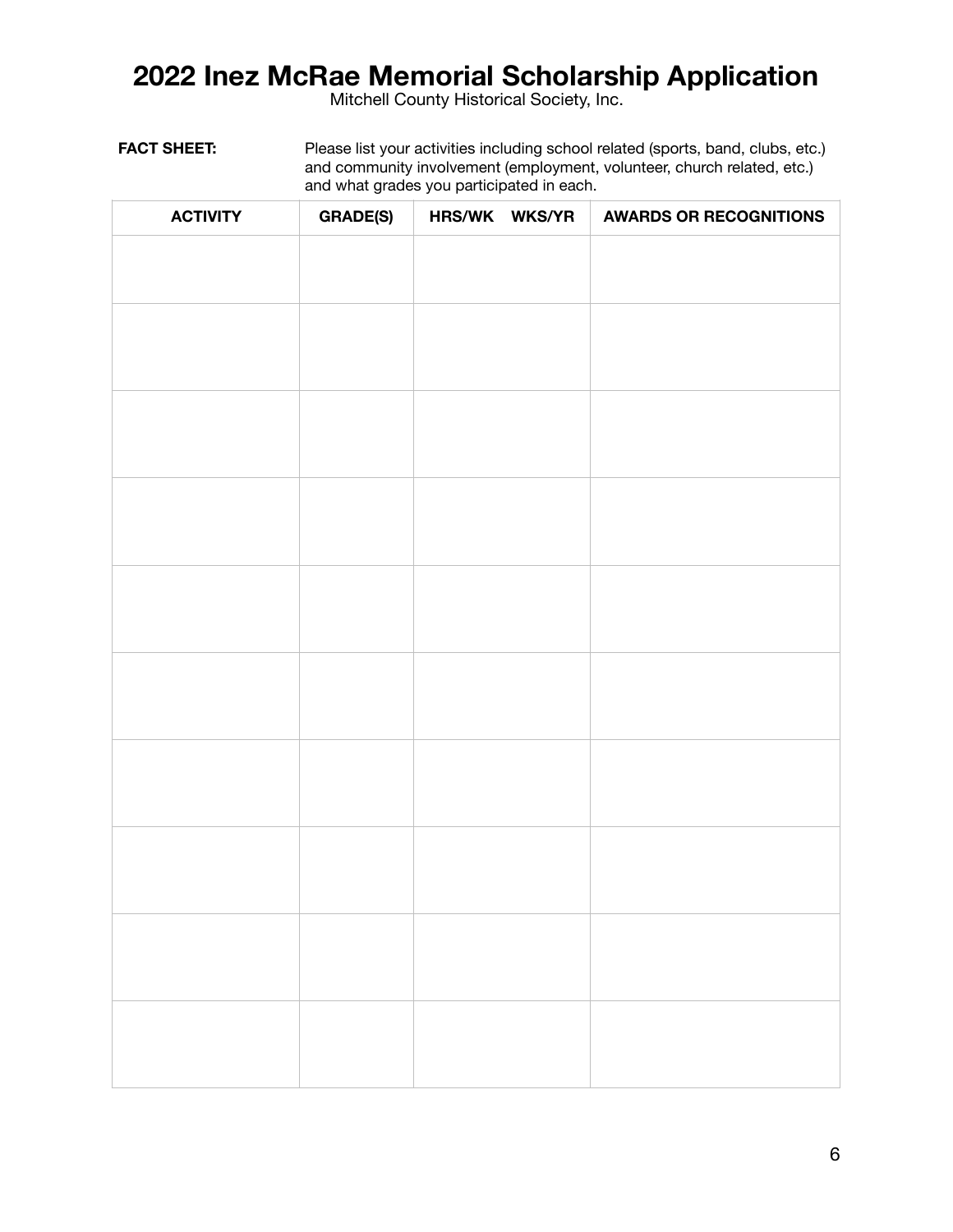# 2022 Inez McRae Memorial Scholarship Application

Mitchell County Historical Society, Inc.

**FACT SHEET:** Please list your activities including school related (sports, band, clubs, etc.) and community involvement (employment, volunteer, church related, etc.) and what grades you participated in each.

| ACTIVITY | GRADE(S) | HRS/WK WKS/YR | AWARDS OR RECOGNITIONS |
| --- | --- | --- | --- |
| | | | |
| | | | |
| | | | |
| | | | |
| | | | |
| | | | |
| | | | |
| | | | |
| | | | |
| | | | |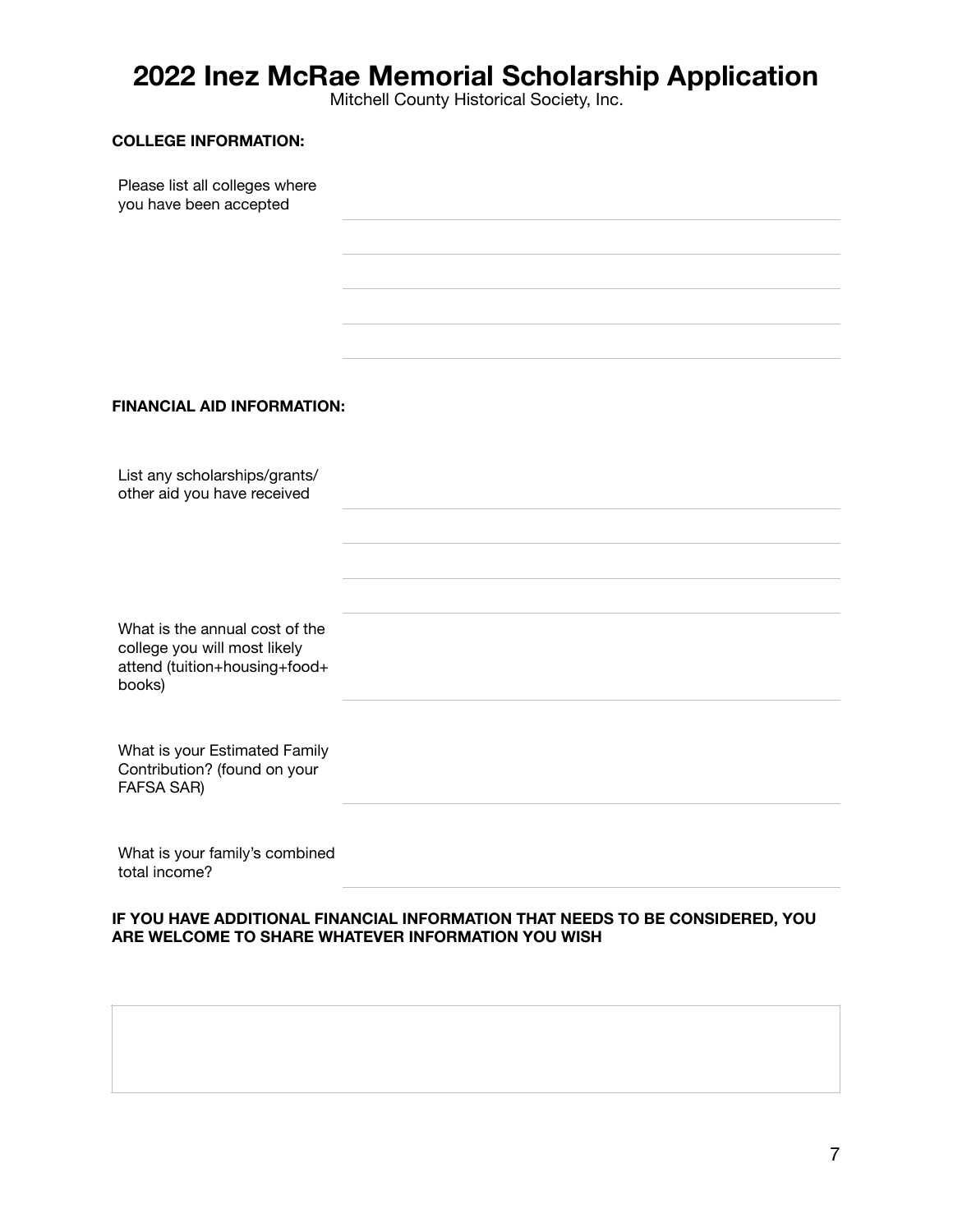# 2022 Inez McRae Memorial Scholarship Application

Mitchell County Historical Society, Inc.

**COLLEGE INFORMATION:**

Please list all colleges where you have been accepted

**FINANCIAL AID INFORMATION:**

List any scholarships/grants/ other aid you have received

What is the annual cost of the college you will most likely attend (tuition+housing+food+ books)

What is your Estimated Family Contribution? (found on your FAFSA SAR)

What is your family's combined total income?

**IF YOU HAVE ADDITIONAL FINANCIAL INFORMATION THAT NEEDS TO BE CONSIDERED, YOU ARE WELCOME TO SHARE WHATEVER INFORMATION YOU WISH**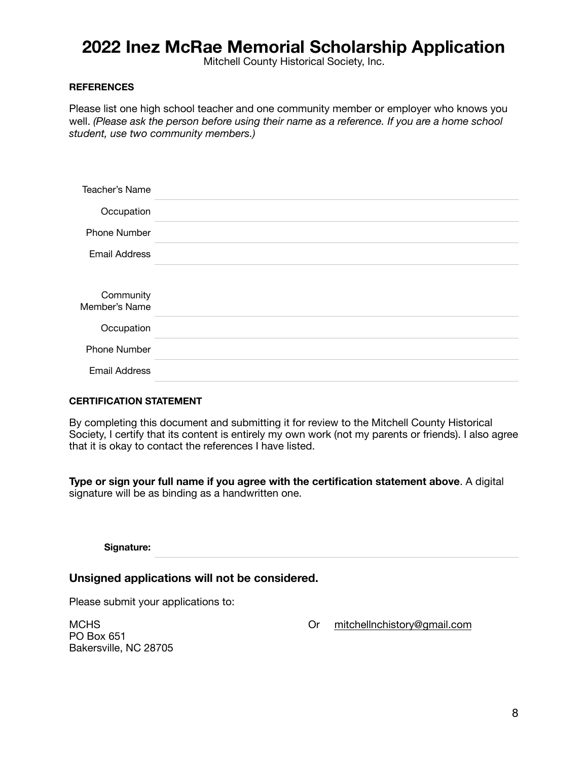# 2022 Inez McRae Memorial Scholarship Application

Mitchell County Historical Society, Inc.

**REFERENCES**

Please list one high school teacher and one community member or employer who knows you well. *(Please ask the person before using their name as a reference. If you are a home school student, use two community members.)*

Teacher's Name \_\_\_\_\_\_\_\_\_\_\_\_\_\_\_\_\_\_\_\_

Occupation \_\_\_\_\_\_\_\_\_\_\_\_\_\_\_\_\_\_\_\_

Phone Number \_\_\_\_\_\_\_\_\_\_\_\_\_\_\_\_\_\_\_\_

Email Address \_\_\_\_\_\_\_\_\_\_\_\_\_\_\_\_\_\_\_\_

Community Member's Name \_\_\_\_\_\_\_\_\_\_\_\_\_\_\_\_\_\_\_\_

Occupation \_\_\_\_\_\_\_\_\_\_\_\_\_\_\_\_\_\_\_\_

Phone Number \_\_\_\_\_\_\_\_\_\_\_\_\_\_\_\_\_\_\_\_

Email Address \_\_\_\_\_\_\_\_\_\_\_\_\_\_\_\_\_\_\_\_

**CERTIFICATION STATEMENT**

By completing this document and submitting it for review to the Mitchell County Historical Society, I certify that its content is entirely my own work (not my parents or friends). I also agree that it is okay to contact the references I have listed.

**Type or sign your full name if you agree with the certification statement above**. A digital signature will be as binding as a handwritten one.

**Signature:** \_\_\_\_\_\_\_\_\_\_\_\_\_\_\_\_\_\_\_\_

### Unsigned applications will not be considered.

Please submit your applications to:

MCHS
PO Box 651
Bakersville, NC 28705

Or mitchellnchistory@gmail.com